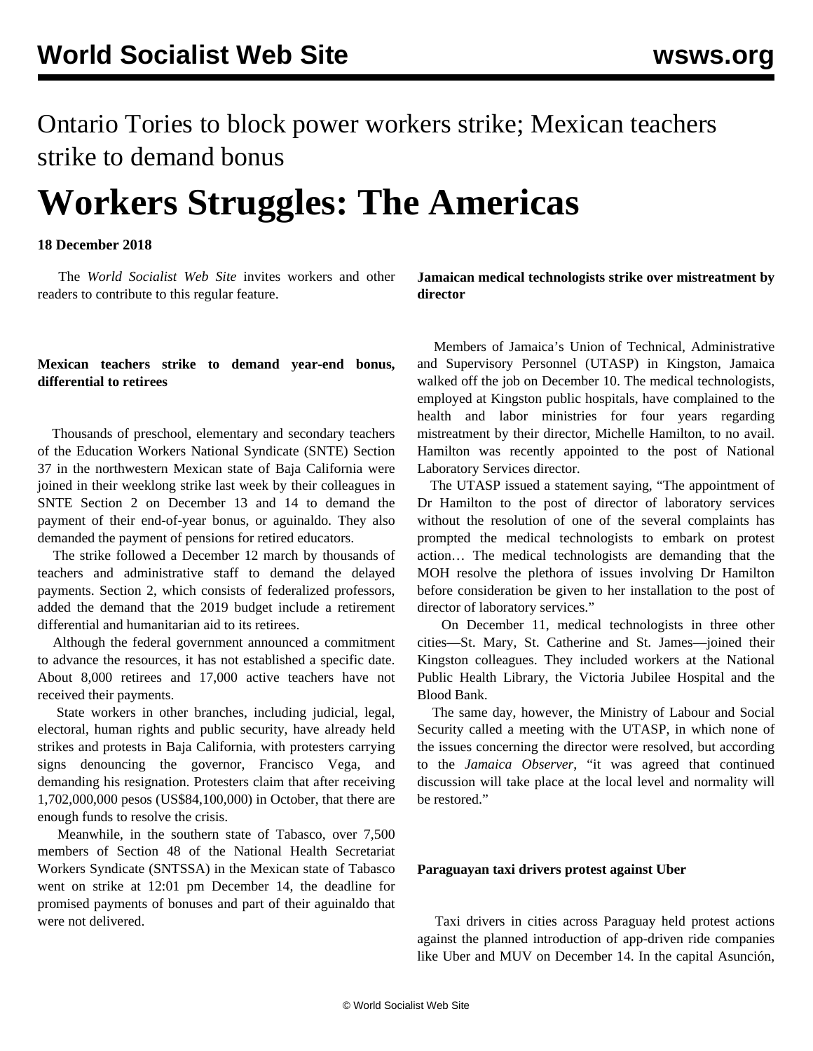# Ontario Tories to block power workers strike; Mexican teachers strike to demand bonus

# Workers Struggles: The Americas

**18 December 2018**

The *World Socialist Web Site* invites workers and other readers to contribute to this regular feature.

### Mexican teachers strike to demand year-end bonus, differential to retirees

Thousands of preschool, elementary and secondary teachers of the Education Workers National Syndicate (SNTE) Section 37 in the northwestern Mexican state of Baja California were joined in their weeklong strike last week by their colleagues in SNTE Section 2 on December 13 and 14 to demand the payment of their end-of-year bonus, or aguinaldo. They also demanded the payment of pensions for retired educators.

The strike followed a December 12 march by thousands of teachers and administrative staff to demand the delayed payments. Section 2, which consists of federalized professors, added the demand that the 2019 budget include a retirement differential and humanitarian aid to its retirees.

Although the federal government announced a commitment to advance the resources, it has not established a specific date. About 8,000 retirees and 17,000 active teachers have not received their payments.

State workers in other branches, including judicial, legal, electoral, human rights and public security, have already held strikes and protests in Baja California, with protesters carrying signs denouncing the governor, Francisco Vega, and demanding his resignation. Protesters claim that after receiving 1,702,000,000 pesos (US$84,100,000) in October, that there are enough funds to resolve the crisis.

Meanwhile, in the southern state of Tabasco, over 7,500 members of Section 48 of the National Health Secretariat Workers Syndicate (SNTSSA) in the Mexican state of Tabasco went on strike at 12:01 pm December 14, the deadline for promised payments of bonuses and part of their aguinaldo that were not delivered.

### Jamaican medical technologists strike over mistreatment by director

Members of Jamaica's Union of Technical, Administrative and Supervisory Personnel (UTASP) in Kingston, Jamaica walked off the job on December 10. The medical technologists, employed at Kingston public hospitals, have complained to the health and labor ministries for four years regarding mistreatment by their director, Michelle Hamilton, to no avail. Hamilton was recently appointed to the post of National Laboratory Services director.

The UTASP issued a statement saying, "The appointment of Dr Hamilton to the post of director of laboratory services without the resolution of one of the several complaints has prompted the medical technologists to embark on protest action… The medical technologists are demanding that the MOH resolve the plethora of issues involving Dr Hamilton before consideration be given to her installation to the post of director of laboratory services."

On December 11, medical technologists in three other cities—St. Mary, St. Catherine and St. James—joined their Kingston colleagues. They included workers at the National Public Health Library, the Victoria Jubilee Hospital and the Blood Bank.

The same day, however, the Ministry of Labour and Social Security called a meeting with the UTASP, in which none of the issues concerning the director were resolved, but according to the *Jamaica Observer*, "it was agreed that continued discussion will take place at the local level and normality will be restored."

### Paraguayan taxi drivers protest against Uber

Taxi drivers in cities across Paraguay held protest actions against the planned introduction of app-driven ride companies like Uber and MUV on December 14. In the capital Asunción,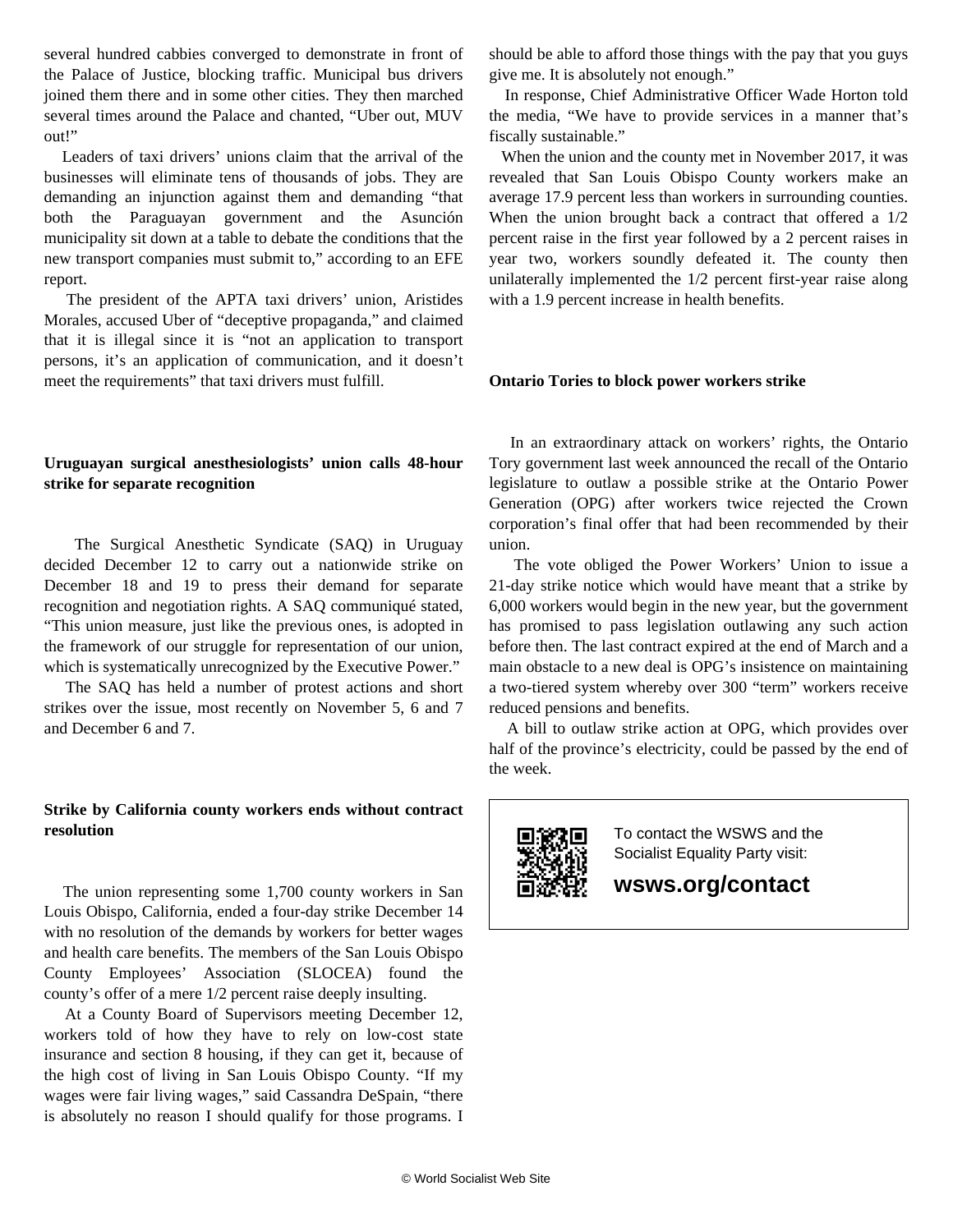several hundred cabbies converged to demonstrate in front of the Palace of Justice, blocking traffic. Municipal bus drivers joined them there and in some other cities. They then marched several times around the Palace and chanted, "Uber out, MUV out!"

Leaders of taxi drivers' unions claim that the arrival of the businesses will eliminate tens of thousands of jobs. They are demanding an injunction against them and demanding "that both the Paraguayan government and the Asunción municipality sit down at a table to debate the conditions that the new transport companies must submit to," according to an EFE report.

The president of the APTA taxi drivers' union, Aristides Morales, accused Uber of "deceptive propaganda," and claimed that it is illegal since it is "not an application to transport persons, it's an application of communication, and it doesn't meet the requirements" that taxi drivers must fulfill.

**Uruguayan surgical anesthesiologists' union calls 48-hour strike for separate recognition**

The Surgical Anesthetic Syndicate (SAQ) in Uruguay decided December 12 to carry out a nationwide strike on December 18 and 19 to press their demand for separate recognition and negotiation rights. A SAQ communiqué stated, "This union measure, just like the previous ones, is adopted in the framework of our struggle for representation of our union, which is systematically unrecognized by the Executive Power."

The SAQ has held a number of protest actions and short strikes over the issue, most recently on November 5, 6 and 7 and December 6 and 7.

**Strike by California county workers ends without contract resolution**

The union representing some 1,700 county workers in San Louis Obispo, California, ended a four-day strike December 14 with no resolution of the demands by workers for better wages and health care benefits. The members of the San Louis Obispo County Employees' Association (SLOCEA) found the county's offer of a mere 1/2 percent raise deeply insulting.

At a County Board of Supervisors meeting December 12, workers told of how they have to rely on low-cost state insurance and section 8 housing, if they can get it, because of the high cost of living in San Louis Obispo County. "If my wages were fair living wages," said Cassandra DeSpain, "there is absolutely no reason I should qualify for those programs. I should be able to afford those things with the pay that you guys give me. It is absolutely not enough."

In response, Chief Administrative Officer Wade Horton told the media, "We have to provide services in a manner that's fiscally sustainable."

When the union and the county met in November 2017, it was revealed that San Louis Obispo County workers make an average 17.9 percent less than workers in surrounding counties. When the union brought back a contract that offered a 1/2 percent raise in the first year followed by a 2 percent raises in year two, workers soundly defeated it. The county then unilaterally implemented the 1/2 percent first-year raise along with a 1.9 percent increase in health benefits.

**Ontario Tories to block power workers strike**

In an extraordinary attack on workers' rights, the Ontario Tory government last week announced the recall of the Ontario legislature to outlaw a possible strike at the Ontario Power Generation (OPG) after workers twice rejected the Crown corporation's final offer that had been recommended by their union.

The vote obliged the Power Workers' Union to issue a 21-day strike notice which would have meant that a strike by 6,000 workers would begin in the new year, but the government has promised to pass legislation outlawing any such action before then. The last contract expired at the end of March and a main obstacle to a new deal is OPG's insistence on maintaining a two-tiered system whereby over 300 "term" workers receive reduced pensions and benefits.

A bill to outlaw strike action at OPG, which provides over half of the province's electricity, could be passed by the end of the week.

To contact the WSWS and the Socialist Equality Party visit:

**wsws.org/contact**